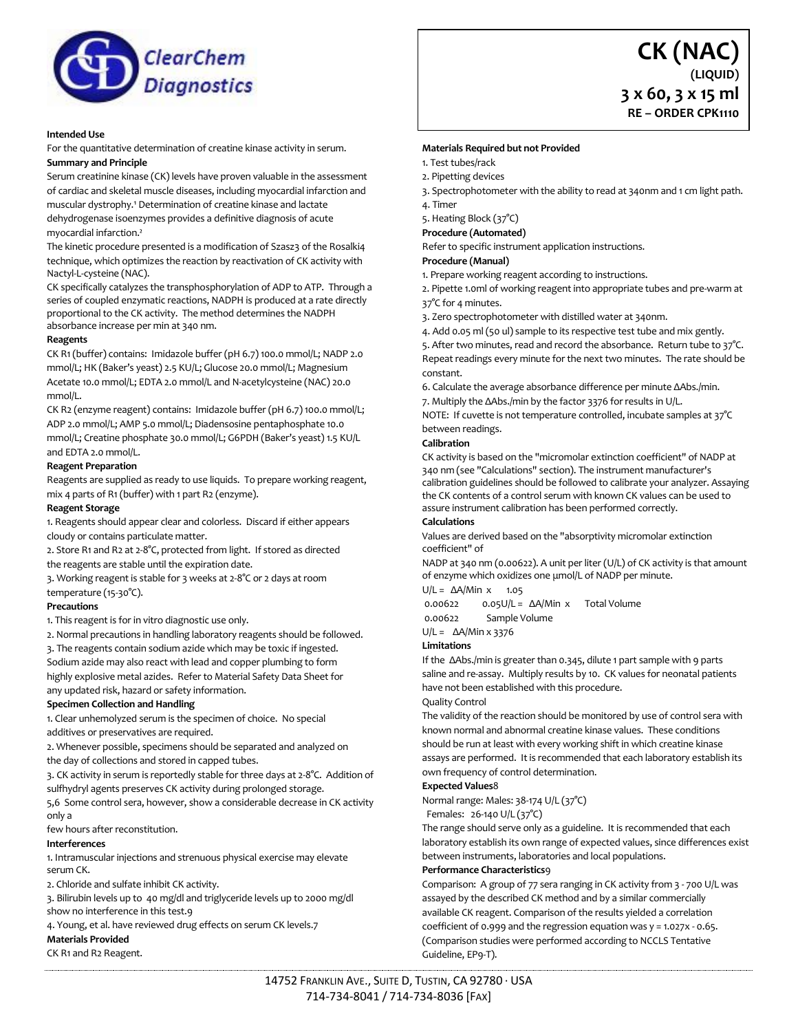# CK (NAC)

**(LIQUID)**

**3 x 60, 3 x 15 ml**

**RE – ORDER CPK1110**

**Intended Use**

For the quantitative determination of creatine kinase activity in serum.

**Summary and Principle**

Serum creatinine kinase (CK) levels have proven valuable in the assessment of cardiac and skeletal muscle diseases, including myocardial infarction and muscular dystrophy.[1] Determination of creatine kinase and lactate dehydrogenase isoenzymes provides a definitive diagnosis of acute myocardial infarction.[2]

The kinetic procedure presented is a modification of Szasz3 of the Rosalki4 technique, which optimizes the reaction by reactivation of CK activity with Nactyl-L-cysteine (NAC).

CK specifically catalyzes the transphosphorylation of ADP to ATP. Through a series of coupled enzymatic reactions, NADPH is produced at a rate directly proportional to the CK activity. The method determines the NADPH absorbance increase per min at 340 nm.

**Reagents**

CK R1 (buffer) contains: Imidazole buffer (pH 6.7) 100.0 mmol/L; NADP 2.0 mmol/L; HK (Baker's yeast) 2.5 KU/L; Glucose 20.0 mmol/L; Magnesium Acetate 10.0 mmol/L; EDTA 2.0 mmol/L and N-acetylcysteine (NAC) 20.0 mmol/L.

CK R2 (enzyme reagent) contains: Imidazole buffer (pH 6.7) 100.0 mmol/L; ADP 2.0 mmol/L; AMP 5.0 mmol/L; Diadensosine pentaphosphate 10.0 mmol/L; Creatine phosphate 30.0 mmol/L; G6PDH (Baker's yeast) 1.5 KU/L and EDTA 2.0 mmol/L.

**Reagent Preparation**

Reagents are supplied as ready to use liquids. To prepare working reagent, mix 4 parts of R1 (buffer) with 1 part R2 (enzyme).

**Reagent Storage**

1. Reagents should appear clear and colorless. Discard if either appears cloudy or contains particulate matter.
2. Store R1 and R2 at 2-8°C, protected from light. If stored as directed the reagents are stable until the expiration date.
3. Working reagent is stable for 3 weeks at 2-8°C or 2 days at room temperature (15-30°C).

**Precautions**

1. This reagent is for in vitro diagnostic use only.
2. Normal precautions in handling laboratory reagents should be followed.
3. The reagents contain sodium azide which may be toxic if ingested. Sodium azide may also react with lead and copper plumbing to form highly explosive metal azides. Refer to Material Safety Data Sheet for any updated risk, hazard or safety information.

**Specimen Collection and Handling**

1. Clear unhemolyzed serum is the specimen of choice. No special additives or preservatives are required.
2. Whenever possible, specimens should be separated and analyzed on the day of collections and stored in capped tubes.
3. CK activity in serum is reportedly stable for three days at 2-8°C. Addition of sulfhydryl agents preserves CK activity during prolonged storage.

5,6 Some control sera, however, show a considerable decrease in CK activity only a few hours after reconstitution.

**Interferences**

1. Intramuscular injections and strenuous physical exercise may elevate serum CK.
2. Chloride and sulfate inhibit CK activity.
3. Bilirubin levels up to 40 mg/dl and triglyceride levels up to 2000 mg/dl show no interference in this test.9
4. Young, et al. have reviewed drug effects on serum CK levels.7

**Materials Provided**

CK R1 and R2 Reagent.

**Materials Required but not Provided**

1. Test tubes/rack
2. Pipetting devices
3. Spectrophotometer with the ability to read at 340nm and 1 cm light path.
4. Timer
5. Heating Block (37°C)

**Procedure (Automated)**

Refer to specific instrument application instructions.

**Procedure (Manual)**

1. Prepare working reagent according to instructions.
2. Pipette 1.0ml of working reagent into appropriate tubes and pre-warm at 37°C for 4 minutes.
3. Zero spectrophotometer with distilled water at 340nm.
4. Add 0.05 ml (50 ul) sample to its respective test tube and mix gently.
5. After two minutes, read and record the absorbance. Return tube to 37°C. Repeat readings every minute for the next two minutes. The rate should be constant.
6. Calculate the average absorbance difference per minute ΔAbs./min.
7. Multiply the ΔAbs./min by the factor 3376 for results in U/L.

NOTE: If cuvette is not temperature controlled, incubate samples at 37°C between readings.

**Calibration**

CK activity is based on the "micromolar extinction coefficient" of NADP at 340 nm (see "Calculations" section). The instrument manufacturer's calibration guidelines should be followed to calibrate your analyzer. Assaying the CK contents of a control serum with known CK values can be used to assure instrument calibration has been performed correctly.

**Calculations**

Values are derived based on the "absorptivity micromolar extinction coefficient" of

NADP at 340 nm (0.00622). A unit per liter (U/L) of CK activity is that amount of enzyme which oxidizes one μmol/L of NADP per minute.

$$U/L = \frac{\Delta A/Min \times 1.05}{0.00622} \qquad 0.05U/L = \frac{\Delta A/Min \times \text{Total Volume}}{0.00622 \quad \text{Sample Volume}}$$

$$U/L = \Delta A/Min \times 3376$$

**Limitations**

If the ΔAbs./min is greater than 0.345, dilute 1 part sample with 9 parts saline and re-assay. Multiply results by 10. CK values for neonatal patients have not been established with this procedure.

Quality Control

The validity of the reaction should be monitored by use of control sera with known normal and abnormal creatine kinase values. These conditions should be run at least with every working shift in which creatine kinase assays are performed. It is recommended that each laboratory establish its own frequency of control determination.

**Expected Values**8

Normal range: Males: 38-174 U/L (37°C)

Females: 26-140 U/L (37°C)

The range should serve only as a guideline. It is recommended that each laboratory establish its own range of expected values, since differences exist between instruments, laboratories and local populations.

**Performance Characteristics**9

Comparison: A group of 77 sera ranging in CK activity from 3 - 700 U/L was assayed by the described CK method and by a similar commercially available CK reagent. Comparison of the results yielded a correlation coefficient of 0.999 and the regression equation was y = 1.027x - 0.65. (Comparison studies were performed according to NCCLS Tentative Guideline, EP9-T).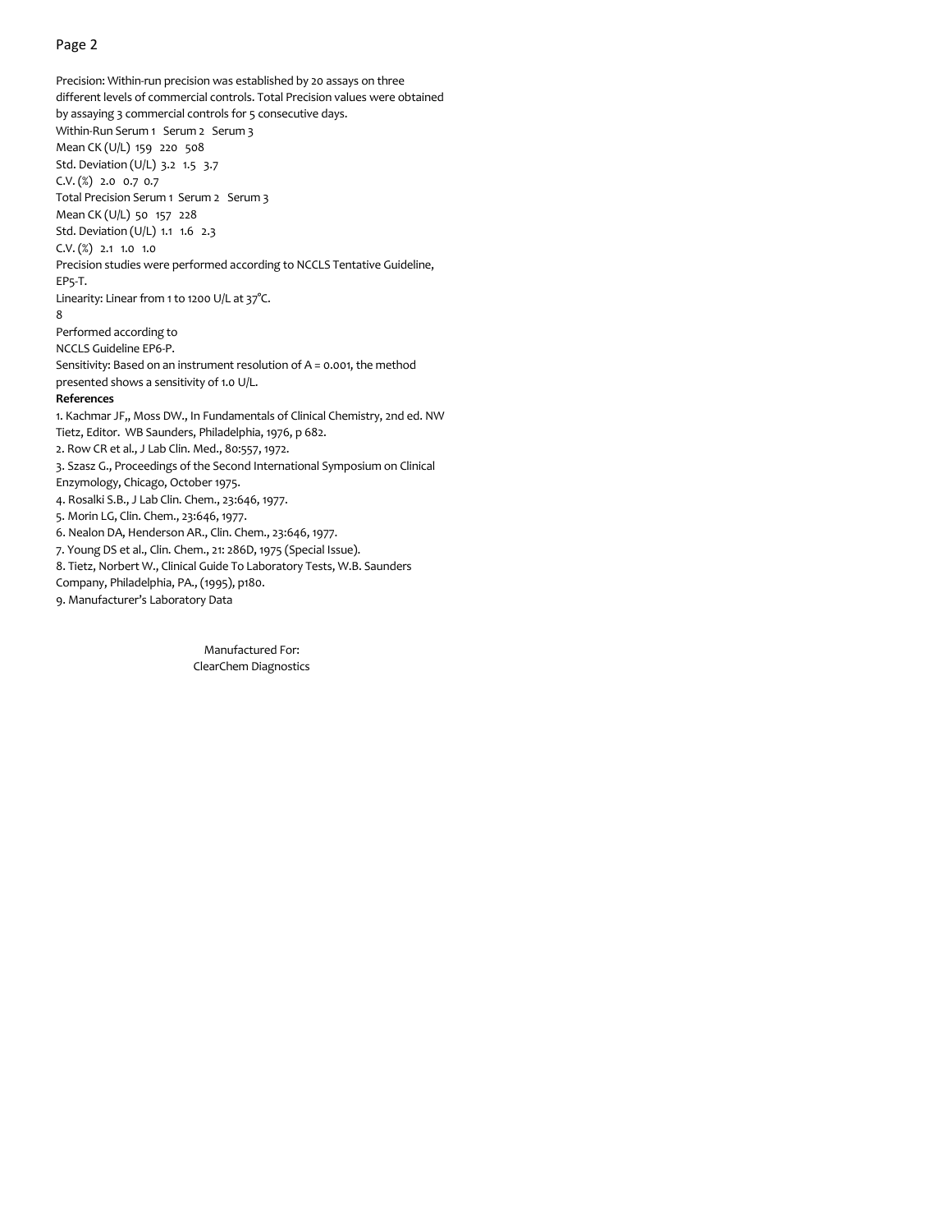Precision: Within-run precision was established by 20 assays on three different levels of commercial controls. Total Precision values were obtained by assaying 3 commercial controls for 5 consecutive days.

| Within-Run | Serum 1 | Serum 2 | Serum 3 |
|---|---|---|---|
| Mean CK (U/L) | 159 | 220 | 508 |
| Std. Deviation (U/L) | 3.2 | 1.5 | 3.7 |
| C.V. (%) | 2.0 | 0.7 | 0.7 |

| Total Precision | Serum 1 | Serum 2 | Serum 3 |
|---|---|---|---|
| Mean CK (U/L) | 50 | 157 | 228 |
| Std. Deviation (U/L) | 1.1 | 1.6 | 2.3 |
| C.V. (%) | 2.1 | 1.0 | 1.0 |

Precision studies were performed according to NCCLS Tentative Guideline, EP5-T.

Linearity: Linear from 1 to 1200 U/L at 37°C.[8] Performed according to NCCLS Guideline EP6-P.

Sensitivity: Based on an instrument resolution of A = 0.001, the method presented shows a sensitivity of 1.0 U/L.

**References**

1. Kachmar JF,, Moss DW., In Fundamentals of Clinical Chemistry, 2nd ed. NW Tietz, Editor. WB Saunders, Philadelphia, 1976, p 682.
2. Row CR et al., J Lab Clin. Med., 80:557, 1972.
3. Szasz G., Proceedings of the Second International Symposium on Clinical Enzymology, Chicago, October 1975.
4. Rosalki S.B., J Lab Clin. Chem., 23:646, 1977.
5. Morin LG, Clin. Chem., 23:646, 1977.
6. Nealon DA, Henderson AR., Clin. Chem., 23:646, 1977.
7. Young DS et al., Clin. Chem., 21: 286D, 1975 (Special Issue).
8. Tietz, Norbert W., Clinical Guide To Laboratory Tests, W.B. Saunders Company, Philadelphia, PA., (1995), p180.
9. Manufacturer's Laboratory Data

Manufactured For:
ClearChem Diagnostics